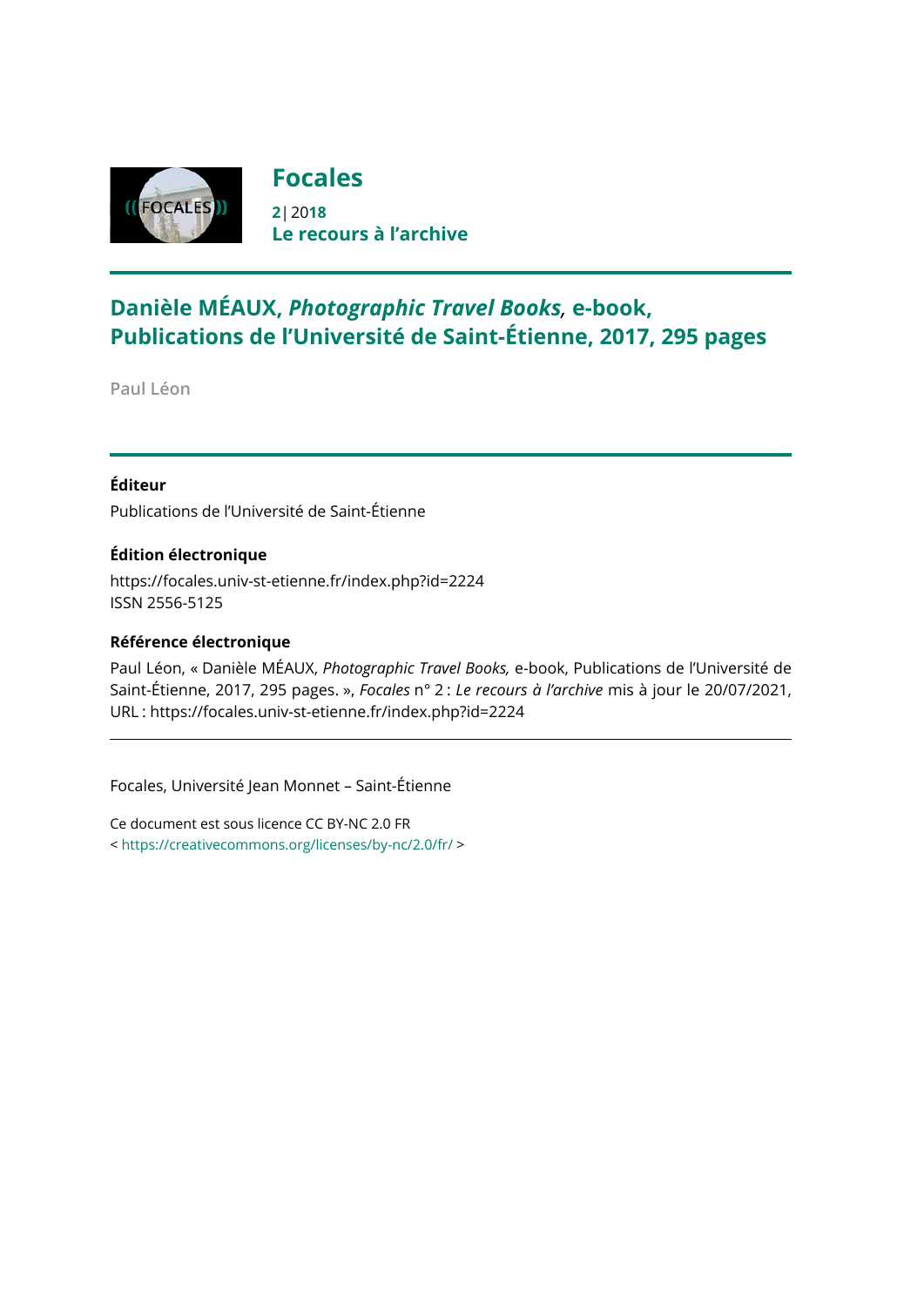# Focales

**2** | 20**18**

**Le recours à l'archive**

---

## Danièle MÉAUX, *Photographic Travel Books*, e-book, Publications de l'Université de Saint-Étienne, 2017, 295 pages

Paul Léon

---

### Éditeur

Publications de l'Université de Saint-Étienne

### Édition électronique

https://focales.univ-st-etienne.fr/index.php?id=2224
ISSN 2556-5125

### Référence électronique

Paul Léon, « Danièle MÉAUX, *Photographic Travel Books,* e-book, Publications de l'Université de Saint-Étienne, 2017, 295 pages. », *Focales* n° 2 : *Le recours à l'archive* mis à jour le 20/07/2021, URL : https://focales.univ-st-etienne.fr/index.php?id=2224

---

Focales, Université Jean Monnet – Saint-Étienne

Ce document est sous licence CC BY-NC 2.0 FR
< https://creativecommons.org/licenses/by-nc/2.0/fr/ >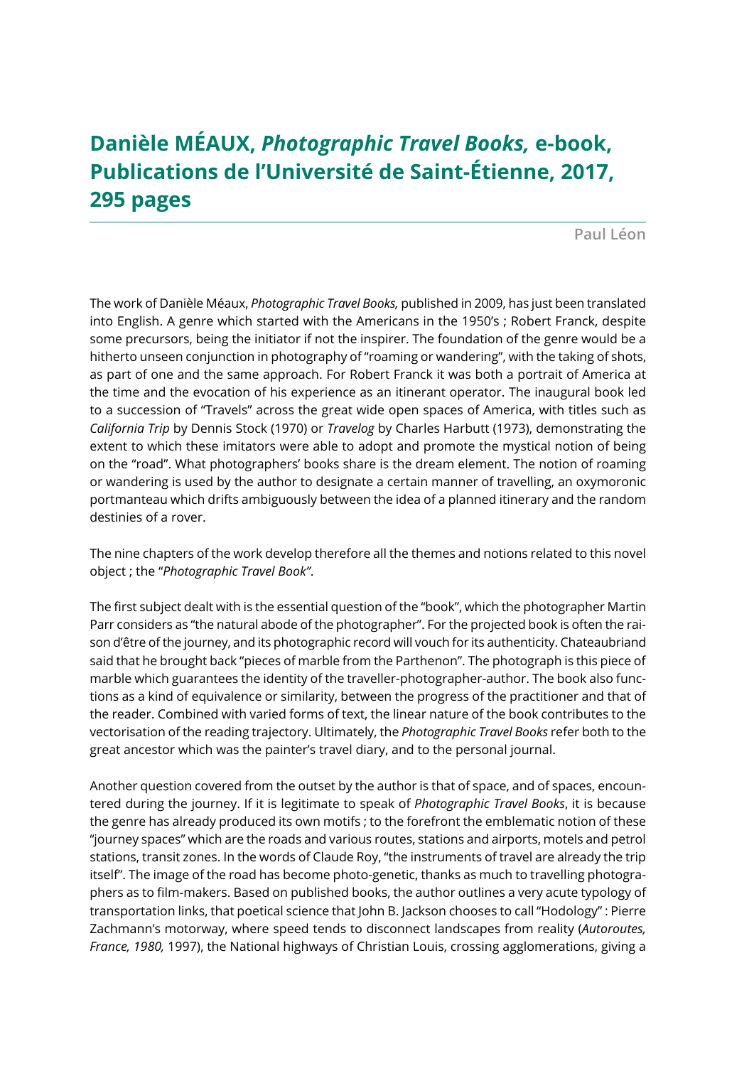# Danièle MÉAUX, *Photographic Travel Books,* e-book, Publications de l'Université de Saint-Étienne, 2017, 295 pages

Paul Léon

The work of Danièle Méaux, *Photographic Travel Books,* published in 2009, has just been translated into English. A genre which started with the Americans in the 1950's ; Robert Franck, despite some precursors, being the initiator if not the inspirer. The foundation of the genre would be a hitherto unseen conjunction in photography of "roaming or wandering", with the taking of shots, as part of one and the same approach. For Robert Franck it was both a portrait of America at the time and the evocation of his experience as an itinerant operator. The inaugural book led to a succession of "Travels" across the great wide open spaces of America, with titles such as *California Trip* by Dennis Stock (1970) or *Travelog* by Charles Harbutt (1973), demonstrating the extent to which these imitators were able to adopt and promote the mystical notion of being on the "road". What photographers' books share is the dream element. The notion of roaming or wandering is used by the author to designate a certain manner of travelling, an oxymoronic portmanteau which drifts ambiguously between the idea of a planned itinerary and the random destinies of a rover.

The nine chapters of the work develop therefore all the themes and notions related to this novel object ; the "*Photographic Travel Book"*.

The first subject dealt with is the essential question of the "book", which the photographer Martin Parr considers as "the natural abode of the photographer". For the projected book is often the raison d'être of the journey, and its photographic record will vouch for its authenticity. Chateaubriand said that he brought back "pieces of marble from the Parthenon". The photograph is this piece of marble which guarantees the identity of the traveller-photographer-author. The book also functions as a kind of equivalence or similarity, between the progress of the practitioner and that of the reader. Combined with varied forms of text, the linear nature of the book contributes to the vectorisation of the reading trajectory. Ultimately, the *Photographic Travel Books* refer both to the great ancestor which was the painter's travel diary, and to the personal journal.

Another question covered from the outset by the author is that of space, and of spaces, encountered during the journey. If it is legitimate to speak of *Photographic Travel Books*, it is because the genre has already produced its own motifs ; to the forefront the emblematic notion of these "journey spaces" which are the roads and various routes, stations and airports, motels and petrol stations, transit zones. In the words of Claude Roy, "the instruments of travel are already the trip itself". The image of the road has become photo-genetic, thanks as much to travelling photographers as to film-makers. Based on published books, the author outlines a very acute typology of transportation links, that poetical science that John B. Jackson chooses to call "Hodology" : Pierre Zachmann's motorway, where speed tends to disconnect landscapes from reality (*Autoroutes, France, 1980,* 1997), the National highways of Christian Louis, crossing agglomerations, giving a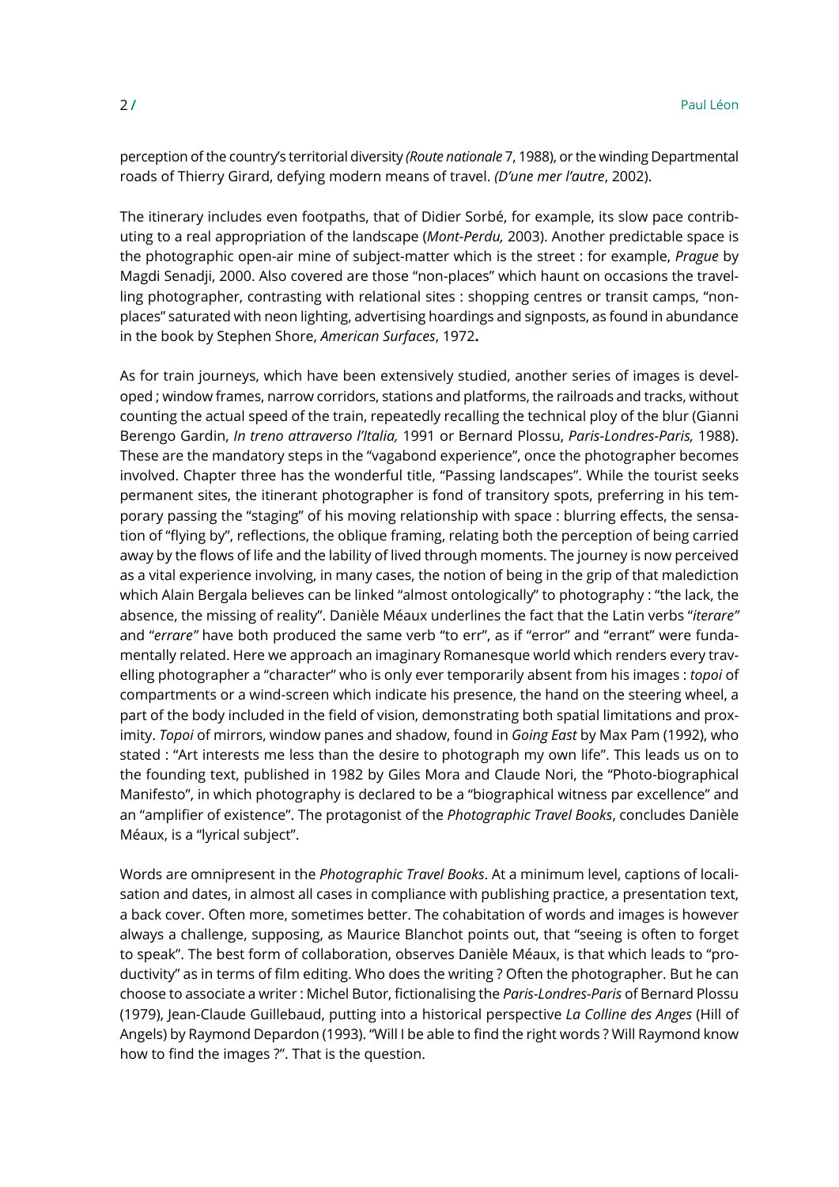perception of the country's territorial diversity *(Route nationale* 7, 1988), or the winding Departmental roads of Thierry Girard, defying modern means of travel. *(D'une mer l'autre*, 2002).

The itinerary includes even footpaths, that of Didier Sorbé, for example, its slow pace contributing to a real appropriation of the landscape (*Mont-Perdu,* 2003). Another predictable space is the photographic open-air mine of subject-matter which is the street : for example, *Prague* by Magdi Senadji, 2000. Also covered are those "non-places" which haunt on occasions the travelling photographer, contrasting with relational sites : shopping centres or transit camps, "non-places" saturated with neon lighting, advertising hoardings and signposts, as found in abundance in the book by Stephen Shore, *American Surfaces*, 1972**.**

As for train journeys, which have been extensively studied, another series of images is developed ; window frames, narrow corridors, stations and platforms, the railroads and tracks, without counting the actual speed of the train, repeatedly recalling the technical ploy of the blur (Gianni Berengo Gardin, *In treno attraverso l'Italia,* 1991 or Bernard Plossu, *Paris-Londres-Paris,* 1988). These are the mandatory steps in the "vagabond experience", once the photographer becomes involved. Chapter three has the wonderful title, "Passing landscapes". While the tourist seeks permanent sites, the itinerant photographer is fond of transitory spots, preferring in his temporary passing the "staging" of his moving relationship with space : blurring effects, the sensation of "flying by", reflections, the oblique framing, relating both the perception of being carried away by the flows of life and the lability of lived through moments. The journey is now perceived as a vital experience involving, in many cases, the notion of being in the grip of that malediction which Alain Bergala believes can be linked "almost ontologically" to photography : "the lack, the absence, the missing of reality". Danièle Méaux underlines the fact that the Latin verbs "*iterare"* and "*errare"* have both produced the same verb "to err", as if "error" and "errant" were fundamentally related. Here we approach an imaginary Romanesque world which renders every travelling photographer a "character" who is only ever temporarily absent from his images : *topoi* of compartments or a wind-screen which indicate his presence, the hand on the steering wheel, a part of the body included in the field of vision, demonstrating both spatial limitations and proximity. *Topoi* of mirrors, window panes and shadow, found in *Going East* by Max Pam (1992), who stated : "Art interests me less than the desire to photograph my own life". This leads us on to the founding text, published in 1982 by Giles Mora and Claude Nori, the "Photo-biographical Manifesto", in which photography is declared to be a "biographical witness par excellence" and an "amplifier of existence". The protagonist of the *Photographic Travel Books*, concludes Danièle Méaux, is a "lyrical subject".

Words are omnipresent in the *Photographic Travel Books*. At a minimum level, captions of localisation and dates, in almost all cases in compliance with publishing practice, a presentation text, a back cover. Often more, sometimes better. The cohabitation of words and images is however always a challenge, supposing, as Maurice Blanchot points out, that "seeing is often to forget to speak". The best form of collaboration, observes Danièle Méaux, is that which leads to "productivity" as in terms of film editing. Who does the writing ? Often the photographer. But he can choose to associate a writer : Michel Butor, fictionalising the *Paris-Londres-Paris* of Bernard Plossu (1979), Jean-Claude Guillebaud, putting into a historical perspective *La Colline des Anges* (Hill of Angels) by Raymond Depardon (1993). "Will I be able to find the right words ? Will Raymond know how to find the images ?". That is the question.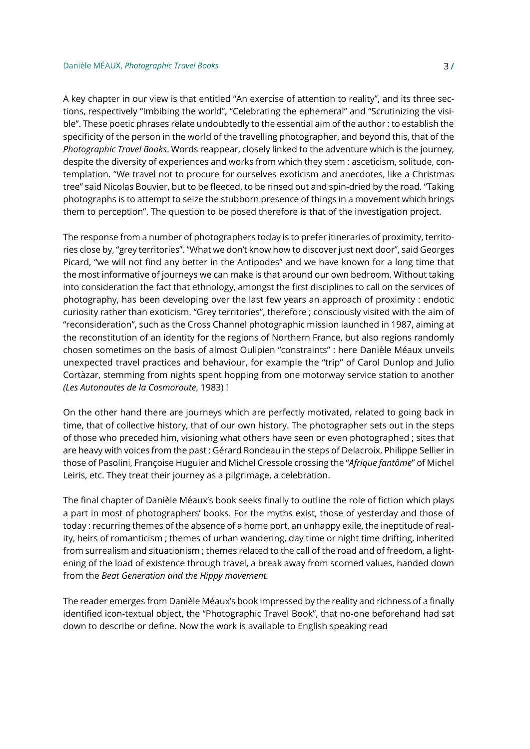A key chapter in our view is that entitled "An exercise of attention to reality", and its three sections, respectively "Imbibing the world", "Celebrating the ephemeral" and "Scrutinizing the visible". These poetic phrases relate undoubtedly to the essential aim of the author : to establish the specificity of the person in the world of the travelling photographer, and beyond this, that of the *Photographic Travel Books*. Words reappear, closely linked to the adventure which is the journey, despite the diversity of experiences and works from which they stem : asceticism, solitude, contemplation. "We travel not to procure for ourselves exoticism and anecdotes, like a Christmas tree" said Nicolas Bouvier, but to be fleeced, to be rinsed out and spin-dried by the road. "Taking photographs is to attempt to seize the stubborn presence of things in a movement which brings them to perception". The question to be posed therefore is that of the investigation project.

The response from a number of photographers today is to prefer itineraries of proximity, territories close by, "grey territories". "What we don't know how to discover just next door", said Georges Picard, "we will not find any better in the Antipodes" and we have known for a long time that the most informative of journeys we can make is that around our own bedroom. Without taking into consideration the fact that ethnology, amongst the first disciplines to call on the services of photography, has been developing over the last few years an approach of proximity : endotic curiosity rather than exoticism. "Grey territories", therefore ; consciously visited with the aim of "reconsideration", such as the Cross Channel photographic mission launched in 1987, aiming at the reconstitution of an identity for the regions of Northern France, but also regions randomly chosen sometimes on the basis of almost Oulipien "constraints" : here Danièle Méaux unveils unexpected travel practices and behaviour, for example the "trip" of Carol Dunlop and Julio Cortàzar, stemming from nights spent hopping from one motorway service station to another *(Les Autonautes de la Cosmoroute*, 1983) !

On the other hand there are journeys which are perfectly motivated, related to going back in time, that of collective history, that of our own history. The photographer sets out in the steps of those who preceded him, visioning what others have seen or even photographed ; sites that are heavy with voices from the past : Gérard Rondeau in the steps of Delacroix, Philippe Sellier in those of Pasolini, Françoise Huguier and Michel Cressole crossing the "*Afrique fantôme*" of Michel Leiris, etc. They treat their journey as a pilgrimage, a celebration.

The final chapter of Danièle Méaux's book seeks finally to outline the role of fiction which plays a part in most of photographers' books. For the myths exist, those of yesterday and those of today : recurring themes of the absence of a home port, an unhappy exile, the ineptitude of reality, heirs of romanticism ; themes of urban wandering, day time or night time drifting, inherited from surrealism and situationism ; themes related to the call of the road and of freedom, a lightening of the load of existence through travel, a break away from scorned values, handed down from the *Beat Generation and the Hippy movement.*

The reader emerges from Danièle Méaux's book impressed by the reality and richness of a finally identified icon-textual object, the "Photographic Travel Book", that no-one beforehand had sat down to describe or define. Now the work is available to English speaking read